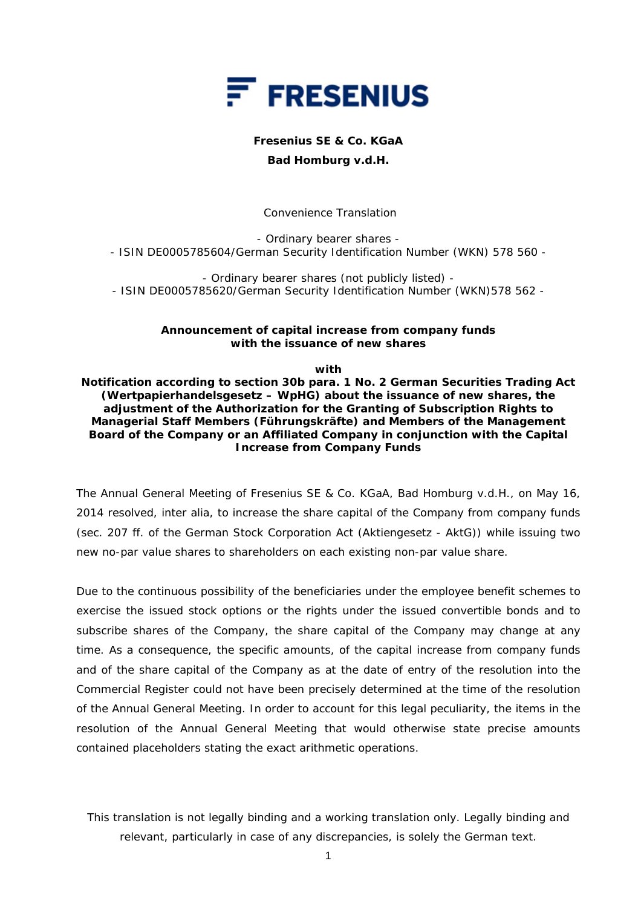**Fresenius SE & Co. KGaA**

**Bad Homburg v.d.H.**

Convenience Translation

- Ordinary bearer shares -
- ISIN DE0005785604/German Security Identification Number (WKN) 578 560 -

- Ordinary bearer shares (not publicly listed) -
- ISIN DE0005785620/German Security Identification Number (WKN)578 562 -

**Announcement of capital increase from company funds with the issuance of new shares**

**with**

**Notification according to section 30b para. 1 No. 2 German Securities Trading Act (Wertpapierhandelsgesetz – WpHG) about the issuance of new shares, the adjustment of the Authorization for the Granting of Subscription Rights to Managerial Staff Members (Führungskräfte) and Members of the Management Board of the Company or an Affiliated Company in conjunction with the Capital Increase from Company Funds**

The Annual General Meeting of Fresenius SE & Co. KGaA, Bad Homburg v.d.H., on May 16, 2014 resolved, inter alia, to increase the share capital of the Company from company funds (sec. 207 ff. of the German Stock Corporation Act (Aktiengesetz - AktG)) while issuing two new no-par value shares to shareholders on each existing non-par value share.

Due to the continuous possibility of the beneficiaries under the employee benefit schemes to exercise the issued stock options or the rights under the issued convertible bonds and to subscribe shares of the Company, the share capital of the Company may change at any time. As a consequence, the specific amounts, of the capital increase from company funds and of the share capital of the Company as at the date of entry of the resolution into the Commercial Register could not have been precisely determined at the time of the resolution of the Annual General Meeting. In order to account for this legal peculiarity, the items in the resolution of the Annual General Meeting that would otherwise state precise amounts contained placeholders stating the exact arithmetic operations.

This translation is not legally binding and a working translation only. Legally binding and relevant, particularly in case of any discrepancies, is solely the German text.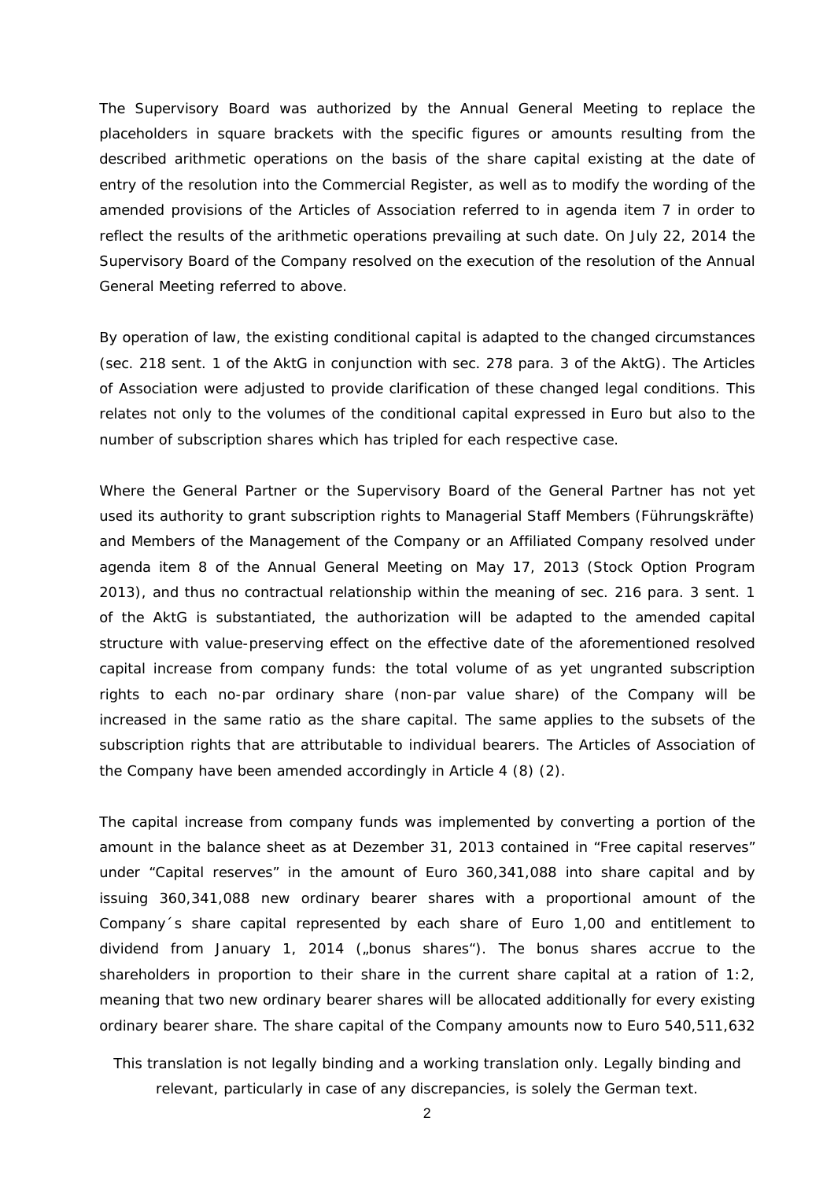The Supervisory Board was authorized by the Annual General Meeting to replace the placeholders in square brackets with the specific figures or amounts resulting from the described arithmetic operations on the basis of the share capital existing at the date of entry of the resolution into the Commercial Register, as well as to modify the wording of the amended provisions of the Articles of Association referred to in agenda item 7 in order to reflect the results of the arithmetic operations prevailing at such date. On July 22, 2014 the Supervisory Board of the Company resolved on the execution of the resolution of the Annual General Meeting referred to above.

By operation of law, the existing conditional capital is adapted to the changed circumstances (sec. 218 sent. 1 of the AktG in conjunction with sec. 278 para. 3 of the AktG). The Articles of Association were adjusted to provide clarification of these changed legal conditions. This relates not only to the volumes of the conditional capital expressed in Euro but also to the number of subscription shares which has tripled for each respective case.

Where the General Partner or the Supervisory Board of the General Partner has not yet used its authority to grant subscription rights to Managerial Staff Members (Führungskräfte) and Members of the Management of the Company or an Affiliated Company resolved under agenda item 8 of the Annual General Meeting on May 17, 2013 (Stock Option Program 2013), and thus no contractual relationship within the meaning of sec. 216 para. 3 sent. 1 of the AktG is substantiated, the authorization will be adapted to the amended capital structure with value-preserving effect on the effective date of the aforementioned resolved capital increase from company funds: the total volume of as yet ungranted subscription rights to each no-par ordinary share (non-par value share) of the Company will be increased in the same ratio as the share capital. The same applies to the subsets of the subscription rights that are attributable to individual bearers. The Articles of Association of the Company have been amended accordingly in Article 4 (8) (2).

The capital increase from company funds was implemented by converting a portion of the amount in the balance sheet as at Dezember 31, 2013 contained in "Free capital reserves" under "Capital reserves" in the amount of Euro 360,341,088 into share capital and by issuing 360,341,088 new ordinary bearer shares with a proportional amount of the Company´s share capital represented by each share of Euro 1,00 and entitlement to dividend from January 1, 2014 („bonus shares"). The bonus shares accrue to the shareholders in proportion to their share in the current share capital at a ration of 1:2, meaning that two new ordinary bearer shares will be allocated additionally for every existing ordinary bearer share. The share capital of the Company amounts now to Euro 540,511,632

This translation is not legally binding and a working translation only. Legally binding and relevant, particularly in case of any discrepancies, is solely the German text.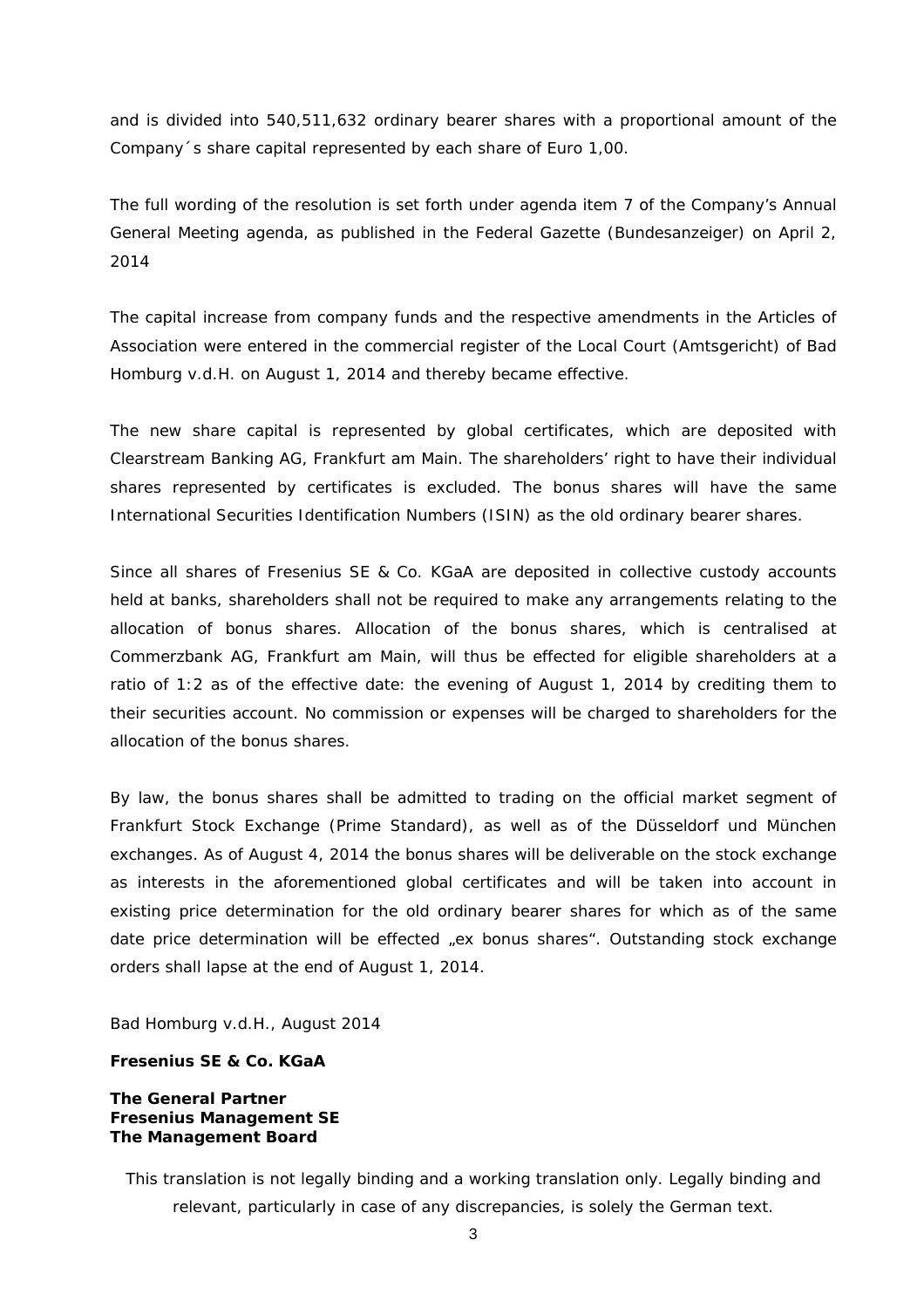and is divided into 540,511,632 ordinary bearer shares with a proportional amount of the Company´s share capital represented by each share of Euro 1,00.

The full wording of the resolution is set forth under agenda item 7 of the Company's Annual General Meeting agenda, as published in the Federal Gazette (Bundesanzeiger) on April 2, 2014

The capital increase from company funds and the respective amendments in the Articles of Association were entered in the commercial register of the Local Court (Amtsgericht) of Bad Homburg v.d.H. on August 1, 2014 and thereby became effective.

The new share capital is represented by global certificates, which are deposited with Clearstream Banking AG, Frankfurt am Main. The shareholders' right to have their individual shares represented by certificates is excluded. The bonus shares will have the same International Securities Identification Numbers (ISIN) as the old ordinary bearer shares.

Since all shares of Fresenius SE & Co. KGaA are deposited in collective custody accounts held at banks, shareholders shall not be required to make any arrangements relating to the allocation of bonus shares. Allocation of the bonus shares, which is centralised at Commerzbank AG, Frankfurt am Main, will thus be effected for eligible shareholders at a ratio of 1:2 as of the effective date: the evening of August 1, 2014 by crediting them to their securities account. No commission or expenses will be charged to shareholders for the allocation of the bonus shares.

By law, the bonus shares shall be admitted to trading on the official market segment of Frankfurt Stock Exchange (Prime Standard), as well as of the Düsseldorf und München exchanges. As of August 4, 2014 the bonus shares will be deliverable on the stock exchange as interests in the aforementioned global certificates and will be taken into account in existing price determination for the old ordinary bearer shares for which as of the same date price determination will be effected „ex bonus shares". Outstanding stock exchange orders shall lapse at the end of August 1, 2014.

Bad Homburg v.d.H., August 2014

**Fresenius SE & Co. KGaA**

**The General Partner**
**Fresenius Management SE**
**The Management Board**

This translation is not legally binding and a working translation only. Legally binding and relevant, particularly in case of any discrepancies, is solely the German text.